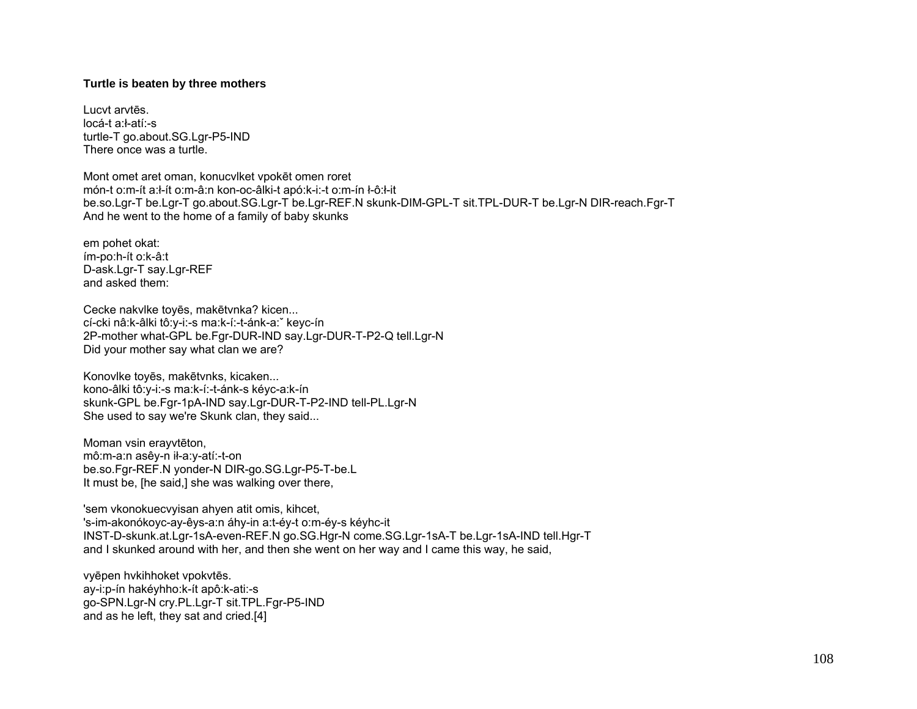**Turtle is beaten by three mothers**

Lucvt arvtēs.
locá-t a:ł-atí:-s
turtle-T go.about.SG.Lgr-P5-IND
There once was a turtle.

Mont omet aret oman, konucvlket vpokēt omen roret
món-t o:m-ít a:ł-ít o:m-â:n kon-oc-âlki-t apó:k-i:-t o:m-ín ł-ô:ł-it
be.so.Lgr-T be.Lgr-T go.about.SG.Lgr-T be.Lgr-REF.N skunk-DIM-GPL-T sit.TPL-DUR-T be.Lgr-N DIR-reach.Fgr-T
And he went to the home of a family of baby skunks

em pohet okat:
ím-po:h-ít o:k-â:t
D-ask.Lgr-T say.Lgr-REF
and asked them:

Cecke nakvlke toyēs, makētvnka? kicen...
cí-cki nâ:k-âlki tô:y-i:-s ma:k-í:-t-ánk-a:ˇ keyc-ín
2P-mother what-GPL be.Fgr-DUR-IND say.Lgr-DUR-T-P2-Q tell.Lgr-N
Did your mother say what clan we are?

Konovlke toyēs, makētvnks, kicaken...
kono-âlki tô:y-i:-s ma:k-í:-t-ánk-s kéyc-a:k-ín
skunk-GPL be.Fgr-1pA-IND say.Lgr-DUR-T-P2-IND tell-PL.Lgr-N
She used to say we're Skunk clan, they said...

Moman vsin erayvtēton,
mô:m-a:n asêy-n ił-a:y-atí:-t-on
be.so.Fgr-REF.N yonder-N DIR-go.SG.Lgr-P5-T-be.L
It must be, [he said,] she was walking over there,

'sem vkonokuecvyisan ahyen atit omis, kihcet,
's-im-akonókoyc-ay-êys-a:n áhy-in a:t-éy-t o:m-éy-s kéyhc-it
INST-D-skunk.at.Lgr-1sA-even-REF.N go.SG.Hgr-N come.SG.Lgr-1sA-T be.Lgr-1sA-IND tell.Hgr-T
and I skunked around with her, and then she went on her way and I came this way, he said,

vyēpen hvkihhoket vpokvtēs.
ay-i:p-ín hakéyhho:k-ít apô:k-ati:-s
go-SPN.Lgr-N cry.PL.Lgr-T sit.TPL.Fgr-P5-IND
and as he left, they sat and cried.[4]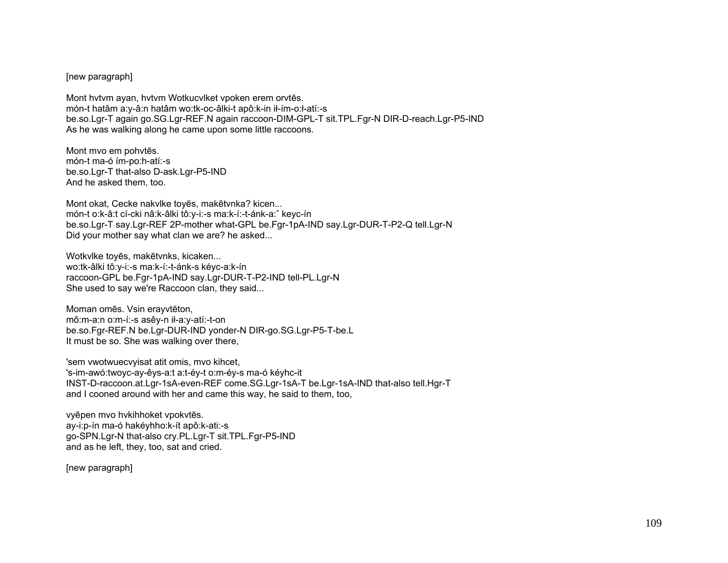[new paragraph]

Mont hvtvm ayan, hvtvm Wotkucvlket vpoken erem orvtēs.
món-t hatâm a:y-â:n hatâm wo:tk-oc-âlki-t apô:k-in ił-ím-o:ł-atí:-s
be.so.Lgr-T again go.SG.Lgr-REF.N again raccoon-DIM-GPL-T sit.TPL.Fgr-N DIR-D-reach.Lgr-P5-IND
As he was walking along he came upon some little raccoons.

Mont mvo em pohvtēs.
món-t ma-ó ím-po:h-atí:-s
be.so.Lgr-T that-also D-ask.Lgr-P5-IND
And he asked them, too.

Mont okat, Cecke nakvlke toyēs, makētvnka? kicen...
món-t o:k-â:t cí-cki nâ:k-âlki tô:y-i:-s ma:k-í:-t-ánk-a:ˇ keyc-ín
be.so.Lgr-T say.Lgr-REF 2P-mother what-GPL be.Fgr-1pA-IND say.Lgr-DUR-T-P2-Q tell.Lgr-N
Did your mother say what clan we are? he asked...

Wotkvlke toyēs, makētvnks, kicaken...
wo:tk-âlki tô:y-i:-s ma:k-í:-t-ánk-s kéyc-a:k-ín
raccoon-GPL be.Fgr-1pA-IND say.Lgr-DUR-T-P2-IND tell-PL.Lgr-N
She used to say we're Raccoon clan, they said...

Moman omēs. Vsin erayvtēton,
mô:m-a:n o:m-í:-s asêy-n ił-a:y-atí:-t-on
be.so.Fgr-REF.N be.Lgr-DUR-IND yonder-N DIR-go.SG.Lgr-P5-T-be.L
It must be so. She was walking over there,

'sem vwotwuecvyisat atit omis, mvo kihcet,
's-im-awó:twoyc-ay-êys-a:t a:t-éy-t o:m-éy-s ma-ó kéyhc-it
INST-D-raccoon.at.Lgr-1sA-even-REF come.SG.Lgr-1sA-T be.Lgr-1sA-IND that-also tell.Hgr-T
and I cooned around with her and came this way, he said to them, too,

vyēpen mvo hvkihhoket vpokvtēs.
ay-i:p-ín ma-ó hakéyhho:k-ít apô:k-ati:-s
go-SPN.Lgr-N that-also cry.PL.Lgr-T sit.TPL.Fgr-P5-IND
and as he left, they, too, sat and cried.

[new paragraph]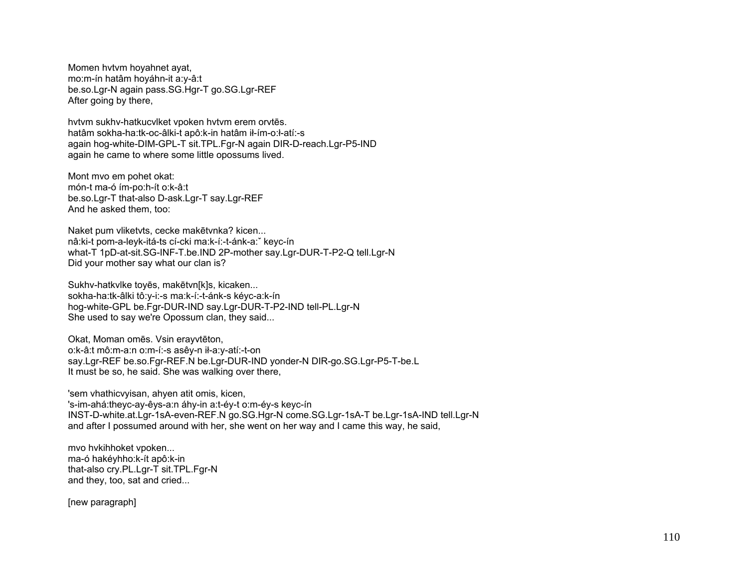Momen hvtvm hoyahnet ayat,
mo:m-ín hatâm hoyáhn-it a:y-â:t
be.so.Lgr-N again pass.SG.Hgr-T go.SG.Lgr-REF
After going by there,

hvtvm sukhv-hatkucvlket vpoken hvtvm erem orvtēs.
hatâm sokha-ha:tk-oc-âlki-t apô:k-in hatâm ił-ím-o:ł-atí:-s
again hog-white-DIM-GPL-T sit.TPL.Fgr-N again DIR-D-reach.Lgr-P5-IND
again he came to where some little opossums lived.

Mont mvo em pohet okat:
món-t ma-ó ím-po:h-ít o:k-â:t
be.so.Lgr-T that-also D-ask.Lgr-T say.Lgr-REF
And he asked them, too:

Naket pum vliketvts, cecke makētvnka? kicen...
nâ:ki-t pom-a-leyk-itá-ts cí-cki ma:k-í:-t-ánk-a:ˇ keyc-ín
what-T 1pD-at-sit.SG-INF-T.be.IND 2P-mother say.Lgr-DUR-T-P2-Q tell.Lgr-N
Did your mother say what our clan is?

Sukhv-hatkvlke toyēs, makētvn[k]s, kicaken...
sokha-ha:tk-âlki tô:y-i:-s ma:k-í:-t-ánk-s kéyc-a:k-ín
hog-white-GPL be.Fgr-DUR-IND say.Lgr-DUR-T-P2-IND tell-PL.Lgr-N
She used to say we're Opossum clan, they said...

Okat, Moman omēs. Vsin erayvtēton,
o:k-â:t mô:m-a:n o:m-í:-s asêy-n ił-a:y-atí:-t-on
say.Lgr-REF be.so.Fgr-REF.N be.Lgr-DUR-IND yonder-N DIR-go.SG.Lgr-P5-T-be.L
It must be so, he said. She was walking over there,

'sem vhathicvyisan, ahyen atit omis, kicen,
's-im-ahá:theyc-ay-êys-a:n áhy-in a:t-éy-t o:m-éy-s keyc-ín
INST-D-white.at.Lgr-1sA-even-REF.N go.SG.Hgr-N come.SG.Lgr-1sA-T be.Lgr-1sA-IND tell.Lgr-N
and after I possumed around with her, she went on her way and I came this way, he said,

mvo hvkihhoket vpoken...
ma-ó hakéyhho:k-ít apô:k-in
that-also cry.PL.Lgr-T sit.TPL.Fgr-N
and they, too, sat and cried...

[new paragraph]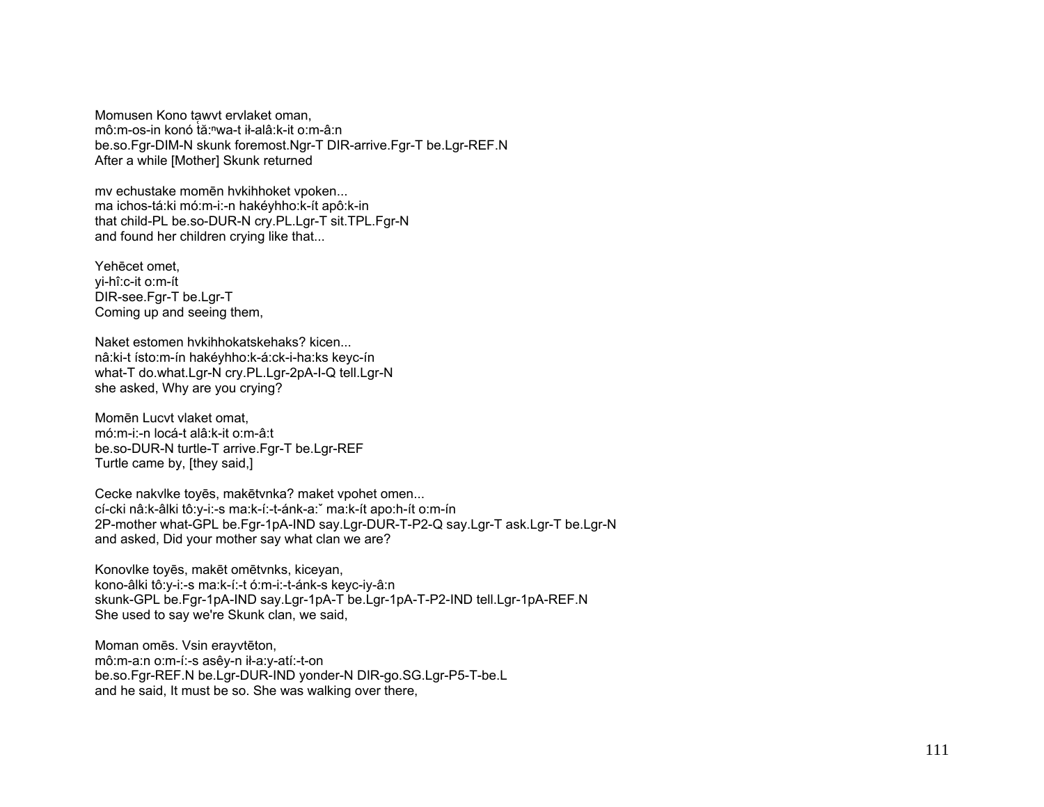Momusen Kono tawvt ervlaket oman,
mô:m-os-in konó tă:ⁿwa-t ił-alâ:k-it o:m-â:n
be.so.Fgr-DIM-N skunk foremost.Ngr-T DIR-arrive.Fgr-T be.Lgr-REF.N
After a while [Mother] Skunk returned

mv echustake momēn hvkihhoket vpoken...
ma ichos-tá:ki mó:m-i:-n hakéyhho:k-ít apô:k-in
that child-PL be.so-DUR-N cry.PL.Lgr-T sit.TPL.Fgr-N
and found her children crying like that...

Yehēcet omet,
yi-hî:c-it o:m-ít
DIR-see.Fgr-T be.Lgr-T
Coming up and seeing them,

Naket estomen hvkihhokatskehaks? kicen...
nâ:ki-t ísto:m-ín hakéyhho:k-á:ck-i-ha:ks keyc-ín
what-T do.what.Lgr-N cry.PL.Lgr-2pA-I-Q tell.Lgr-N
she asked, Why are you crying?

Momēn Lucvt vlaket omat,
mó:m-i:-n locá-t alâ:k-it o:m-â:t
be.so-DUR-N turtle-T arrive.Fgr-T be.Lgr-REF
Turtle came by, [they said,]

Cecke nakvlke toyēs, makētvnka? maket vpohet omen...
cí-cki nâ:k-âlki tô:y-i:-s ma:k-í:-t-ánk-a:ˇ ma:k-ít apo:h-ít o:m-ín
2P-mother what-GPL be.Fgr-1pA-IND say.Lgr-DUR-T-P2-Q say.Lgr-T ask.Lgr-T be.Lgr-N
and asked, Did your mother say what clan we are?

Konovlke toyēs, makēt omētvnks, kiceyan,
kono-âlki tô:y-i:-s ma:k-í:-t ó:m-i:-t-ánk-s keyc-iy-â:n
skunk-GPL be.Fgr-1pA-IND say.Lgr-1pA-T be.Lgr-1pA-T-P2-IND tell.Lgr-1pA-REF.N
She used to say we're Skunk clan, we said,

Moman omēs. Vsin erayvtēton,
mô:m-a:n o:m-í:-s asêy-n ił-a:y-atí:-t-on
be.so.Fgr-REF.N be.Lgr-DUR-IND yonder-N DIR-go.SG.Lgr-P5-T-be.L
and he said, It must be so. She was walking over there,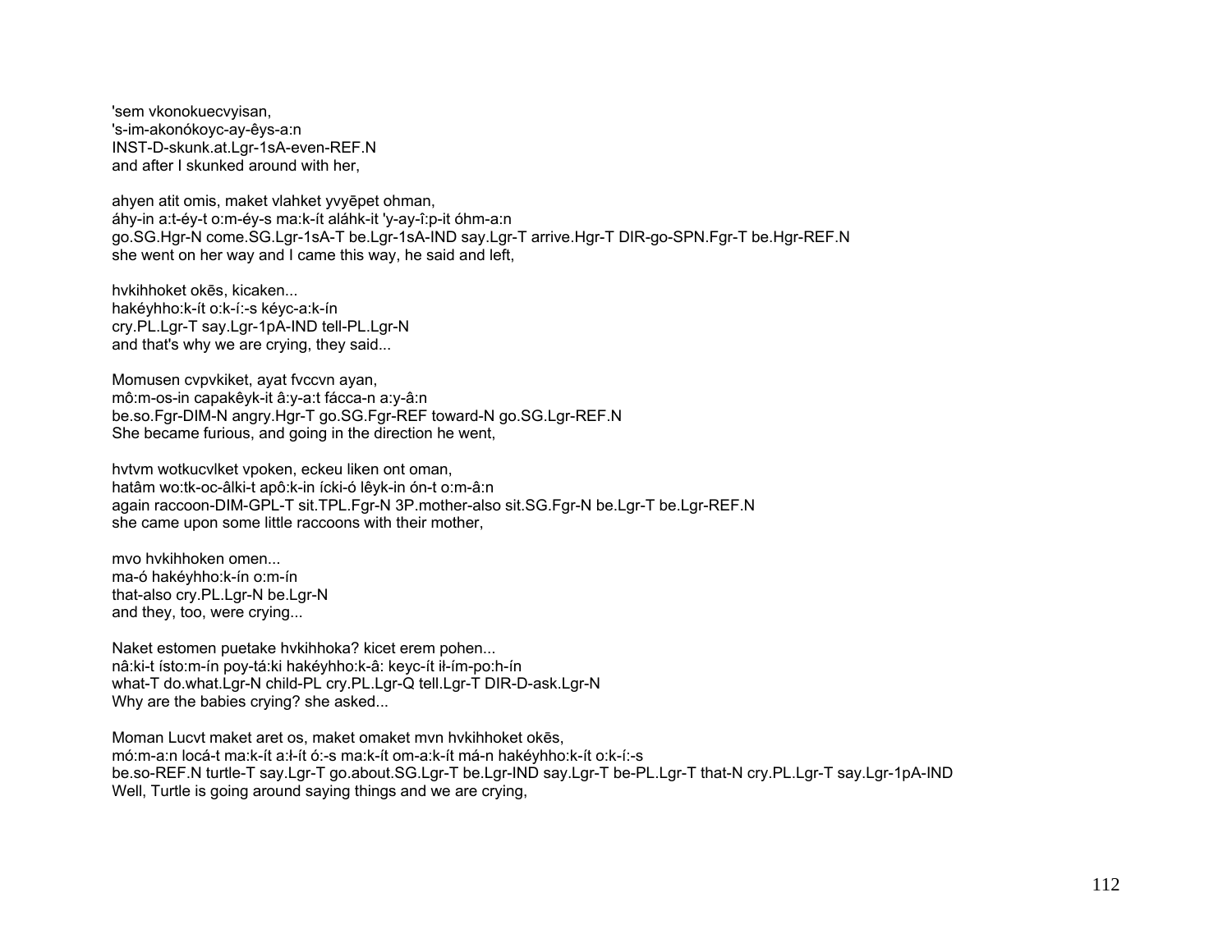'sem vkonokuecvyisan,
's-im-akonókoyc-ay-êys-a:n
INST-D-skunk.at.Lgr-1sA-even-REF.N
and after I skunked around with her,

ahyen atit omis, maket vlahket yvyēpet ohman,
áhy-in a:t-éy-t o:m-éy-s ma:k-ít aláhk-it 'y-ay-î:p-it óhm-a:n
go.SG.Hgr-N come.SG.Lgr-1sA-T be.Lgr-1sA-IND say.Lgr-T arrive.Hgr-T DIR-go-SPN.Fgr-T be.Hgr-REF.N
she went on her way and I came this way, he said and left,

hvkihhoket okēs, kicaken...
hakéyhho:k-ít o:k-í:-s kéyc-a:k-ín
cry.PL.Lgr-T say.Lgr-1pA-IND tell-PL.Lgr-N
and that's why we are crying, they said...

Momusen cvpvkiket, ayat fvccvn ayan,
mô:m-os-in capakêyk-it â:y-a:t fácca-n a:y-â:n
be.so.Fgr-DIM-N angry.Hgr-T go.SG.Fgr-REF toward-N go.SG.Lgr-REF.N
She became furious, and going in the direction he went,

hvtvm wotkucvlket vpoken, eckeu liken ont oman,
hatâm wo:tk-oc-âlki-t apô:k-in ícki-ó lêyk-in ón-t o:m-â:n
again raccoon-DIM-GPL-T sit.TPL.Fgr-N 3P.mother-also sit.SG.Fgr-N be.Lgr-T be.Lgr-REF.N
she came upon some little raccoons with their mother,

mvo hvkihhoken omen...
ma-ó hakéyhho:k-ín o:m-ín
that-also cry.PL.Lgr-N be.Lgr-N
and they, too, were crying...

Naket estomen puetake hvkihhoka? kicet erem pohen...
nâ:ki-t ísto:m-ín poy-tá:ki hakéyhho:k-â: keyc-ít ił-ím-po:h-ín
what-T do.what.Lgr-N child-PL cry.PL.Lgr-Q tell.Lgr-T DIR-D-ask.Lgr-N
Why are the babies crying? she asked...

Moman Lucvt maket aret os, maket omaket mvn hvkihhoket okēs,
mó:m-a:n locá-t ma:k-ít a:ł-ít ó:-s ma:k-ít om-a:k-ít má-n hakéyhho:k-ít o:k-í:-s
be.so-REF.N turtle-T say.Lgr-T go.about.SG.Lgr-T be.Lgr-IND say.Lgr-T be-PL.Lgr-T that-N cry.PL.Lgr-T say.Lgr-1pA-IND
Well, Turtle is going around saying things and we are crying,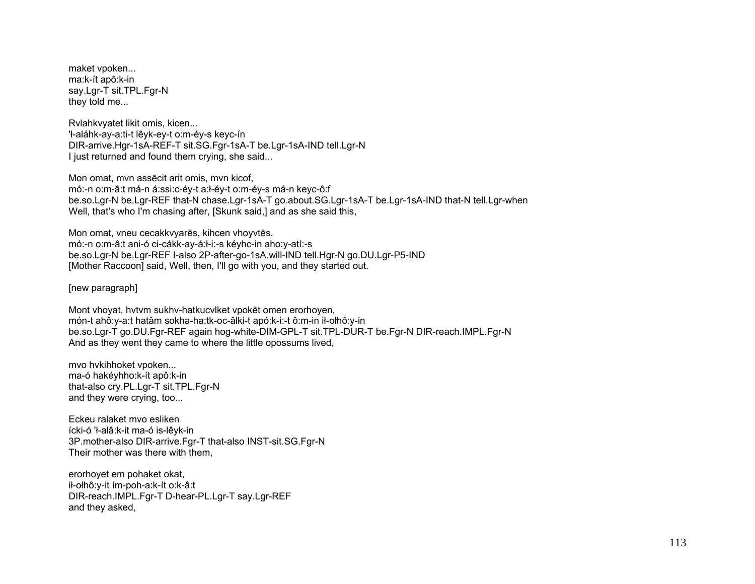maket vpoken...
ma:k-ít apô:k-in
say.Lgr-T sit.TPL.Fgr-N
they told me...

Rvlahkvyatet likit omis, kicen...
'ł-aláhk-ay-a:ti-t lêyk-ey-t o:m-éy-s keyc-ín
DIR-arrive.Hgr-1sA-REF-T sit.SG.Fgr-1sA-T be.Lgr-1sA-IND tell.Lgr-N
I just returned and found them crying, she said...

Mon omat, mvn assēcit arit omis, mvn kicof,
mó:-n o:m-â:t má-n á:ssi:c-éy-t a:ł-éy-t o:m-éy-s má-n keyc-ô:f
be.so.Lgr-N be.Lgr-REF that-N chase.Lgr-1sA-T go.about.SG.Lgr-1sA-T be.Lgr-1sA-IND that-N tell.Lgr-when
Well, that's who I'm chasing after, [Skunk said,] and as she said this,

Mon omat, vneu cecakkvyarēs, kihcen vhoyvtēs.
mó:-n o:m-â:t ani-ó ci-cákk-ay-á:ł-i:-s kéyhc-in aho:y-atí:-s
be.so.Lgr-N be.Lgr-REF I-also 2P-after-go-1sA.will-IND tell.Hgr-N go.DU.Lgr-P5-IND
[Mother Raccoon] said, Well, then, I'll go with you, and they started out.

[new paragraph]

Mont vhoyat, hvtvm sukhv-hatkucvlket vpokēt omen erorhoyen,
món-t ahô:y-a:t hatâm sokha-ha:tk-oc-âlki-t apó:k-i:-t ô:m-in ił-ołhô:y-in
be.so.Lgr-T go.DU.Fgr-REF again hog-white-DIM-GPL-T sit.TPL-DUR-T be.Fgr-N DIR-reach.IMPL.Fgr-N
And as they went they came to where the little opossums lived,

mvo hvkihhoket vpoken...
ma-ó hakéyhho:k-ít apô:k-in
that-also cry.PL.Lgr-T sit.TPL.Fgr-N
and they were crying, too...

Eckeu ralaket mvo esliken
ícki-ó 'ł-alâ:k-it ma-ó is-lêyk-in
3P.mother-also DIR-arrive.Fgr-T that-also INST-sit.SG.Fgr-N
Their mother was there with them,

erorhoyet em pohaket okat,
ił-ołhô:y-it ím-poh-a:k-ít o:k-â:t
DIR-reach.IMPL.Fgr-T D-hear-PL.Lgr-T say.Lgr-REF
and they asked,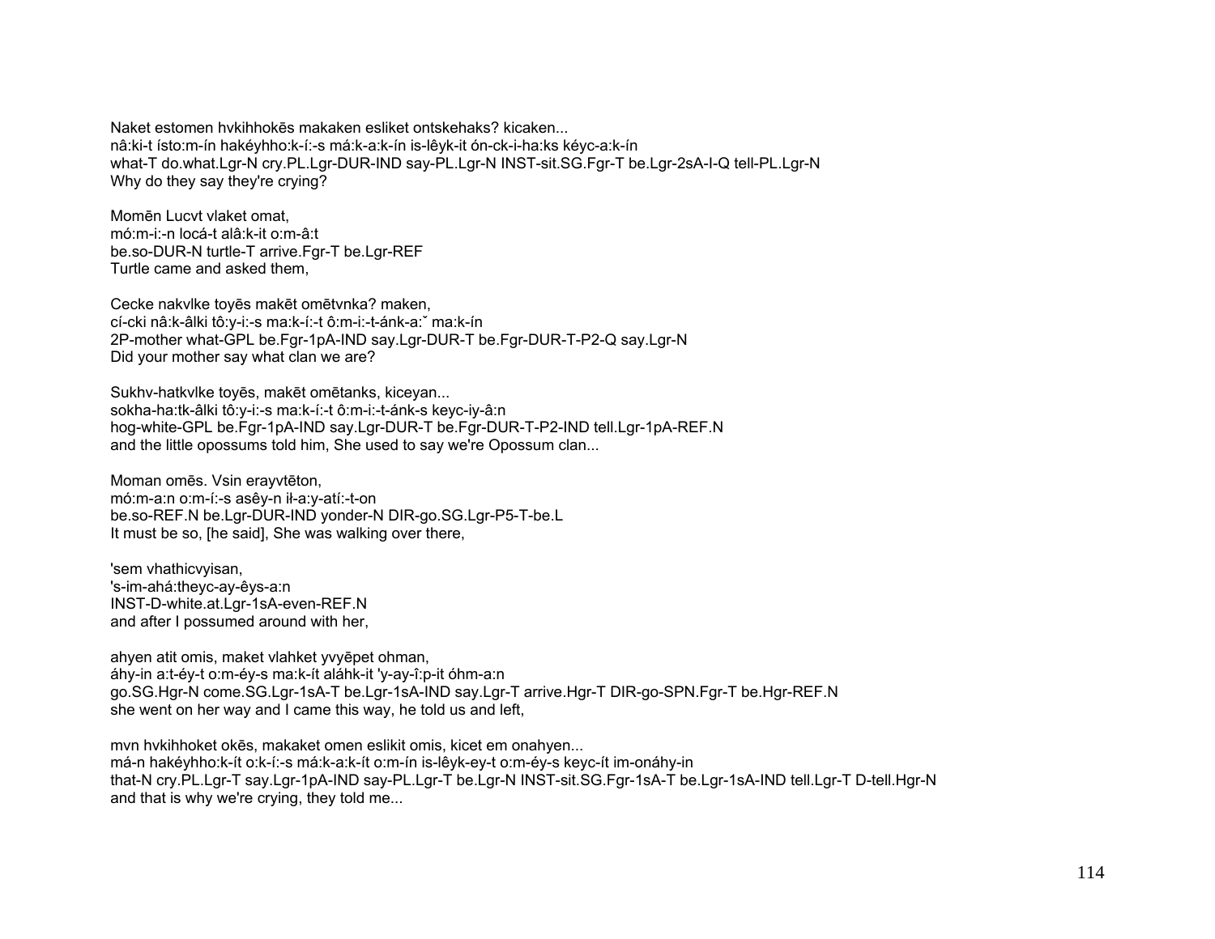Naket estomen hvkihhokēs makaken esliket ontskehaks? kicaken...
nâ:ki-t ísto:m-ín hakéyhho:k-í:-s má:k-a:k-ín is-lêyk-it ón-ck-i-ha:ks kéyc-a:k-ín
what-T do.what.Lgr-N cry.PL.Lgr-DUR-IND say-PL.Lgr-N INST-sit.SG.Fgr-T be.Lgr-2sA-I-Q tell-PL.Lgr-N
Why do they say they're crying?

Momēn Lucvt vlaket omat,
mó:m-i:-n locá-t alâ:k-it o:m-â:t
be.so-DUR-N turtle-T arrive.Fgr-T be.Lgr-REF
Turtle came and asked them,

Cecke nakvlke toyēs makēt omētvnka? maken,
cí-cki nâ:k-âlki tô:y-i:-s ma:k-í:-t ô:m-i:-t-ánk-a:ˇ ma:k-ín
2P-mother what-GPL be.Fgr-1pA-IND say.Lgr-DUR-T be.Fgr-DUR-T-P2-Q say.Lgr-N
Did your mother say what clan we are?

Sukhv-hatkvlke toyēs, makēt omētanks, kiceyan...
sokha-ha:tk-âlki tô:y-i:-s ma:k-í:-t ô:m-i:-t-ánk-s keyc-iy-â:n
hog-white-GPL be.Fgr-1pA-IND say.Lgr-DUR-T be.Fgr-DUR-T-P2-IND tell.Lgr-1pA-REF.N
and the little opossums told him, She used to say we're Opossum clan...

Moman omēs. Vsin erayvtēton,
mó:m-a:n o:m-í:-s asêy-n ił-a:y-atí:-t-on
be.so-REF.N be.Lgr-DUR-IND yonder-N DIR-go.SG.Lgr-P5-T-be.L
It must be so, [he said], She was walking over there,

'sem vhathicvyisan,
's-im-ahá:theyc-ay-êys-a:n
INST-D-white.at.Lgr-1sA-even-REF.N
and after I possumed around with her,

ahyen atit omis, maket vlahket yvyēpet ohman,
áhy-in a:t-éy-t o:m-éy-s ma:k-ít aláhk-it 'y-ay-î:p-it óhm-a:n
go.SG.Hgr-N come.SG.Lgr-1sA-T be.Lgr-1sA-IND say.Lgr-T arrive.Hgr-T DIR-go-SPN.Fgr-T be.Hgr-REF.N
she went on her way and I came this way, he told us and left,

mvn hvkihhoket okēs, makaket omen eslikit omis, kicet em onahyen...
má-n hakéyhho:k-ít o:k-í:-s má:k-a:k-ít o:m-ín is-lêyk-ey-t o:m-éy-s keyc-ít im-onáhy-in
that-N cry.PL.Lgr-T say.Lgr-1pA-IND say-PL.Lgr-T be.Lgr-N INST-sit.SG.Fgr-1sA-T be.Lgr-1sA-IND tell.Lgr-T D-tell.Hgr-N
and that is why we're crying, they told me...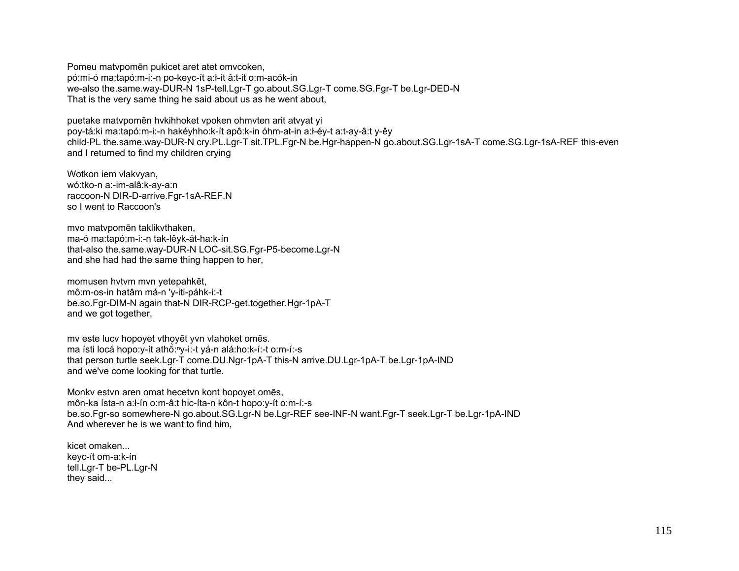Pomeu matvpomēn pukicet aret atet omvcoken,
pó:mi-ó ma:tapó:m-i:-n po-keyc-ít a:ł-ít â:t-it o:m-acók-in
we-also the.same.way-DUR-N 1sP-tell.Lgr-T go.about.SG.Lgr-T come.SG.Fgr-T be.Lgr-DED-N
That is the very same thing he said about us as he went about,

puetake matvpomēn hvkihhoket vpoken ohmvten arit atvyat yi
poy-tá:ki ma:tapó:m-i:-n hakéyhho:k-ít apô:k-in óhm-at-in a:ł-éy-t a:t-ay-â:t y-êy
child-PL the.same.way-DUR-N cry.PL.Lgr-T sit.TPL.Fgr-N be.Hgr-happen-N go.about.SG.Lgr-1sA-T come.SG.Lgr-1sA-REF this-even
and I returned to find my children crying

Wotkon iem vlakvyan,
wó:tko-n a:-im-alâ:k-ay-a:n
raccoon-N DIR-D-arrive.Fgr-1sA-REF.N
so I went to Raccoon's

mvo matvpomēn taklikvthaken,
ma-ó ma:tapó:m-i:-n tak-lêyk-át-ha:k-ín
that-also the.same.way-DUR-N LOC-sit.SG.Fgr-P5-become.Lgr-N
and she had had the same thing happen to her,

momusen hvtvm mvn yetepahkēt,
mô:m-os-in hatâm má-n 'y-iti-páhk-i:-t
be.so.Fgr-DIM-N again that-N DIR-RCP-get.together.Hgr-1pA-T
and we got together,

mv este lucv hopoyet vthoyēt yvn vlahoket omēs.
ma ísti locá hopo:y-ít athǒ:ⁿy-i:-t yá-n alá:ho:k-í:-t o:m-í:-s
that person turtle seek.Lgr-T come.DU.Ngr-1pA-T this-N arrive.DU.Lgr-1pA-T be.Lgr-1pA-IND
and we've come looking for that turtle.

Monkv estvn aren omat hecetvn kont hopoyet omēs,
môn-ka ísta-n a:ł-ín o:m-â:t hic-íta-n kôn-t hopo:y-ít o:m-í:-s
be.so.Fgr-so somewhere-N go.about.SG.Lgr-N be.Lgr-REF see-INF-N want.Fgr-T seek.Lgr-T be.Lgr-1pA-IND
And wherever he is we want to find him,

kicet omaken...
keyc-ít om-a:k-ín
tell.Lgr-T be-PL.Lgr-N
they said...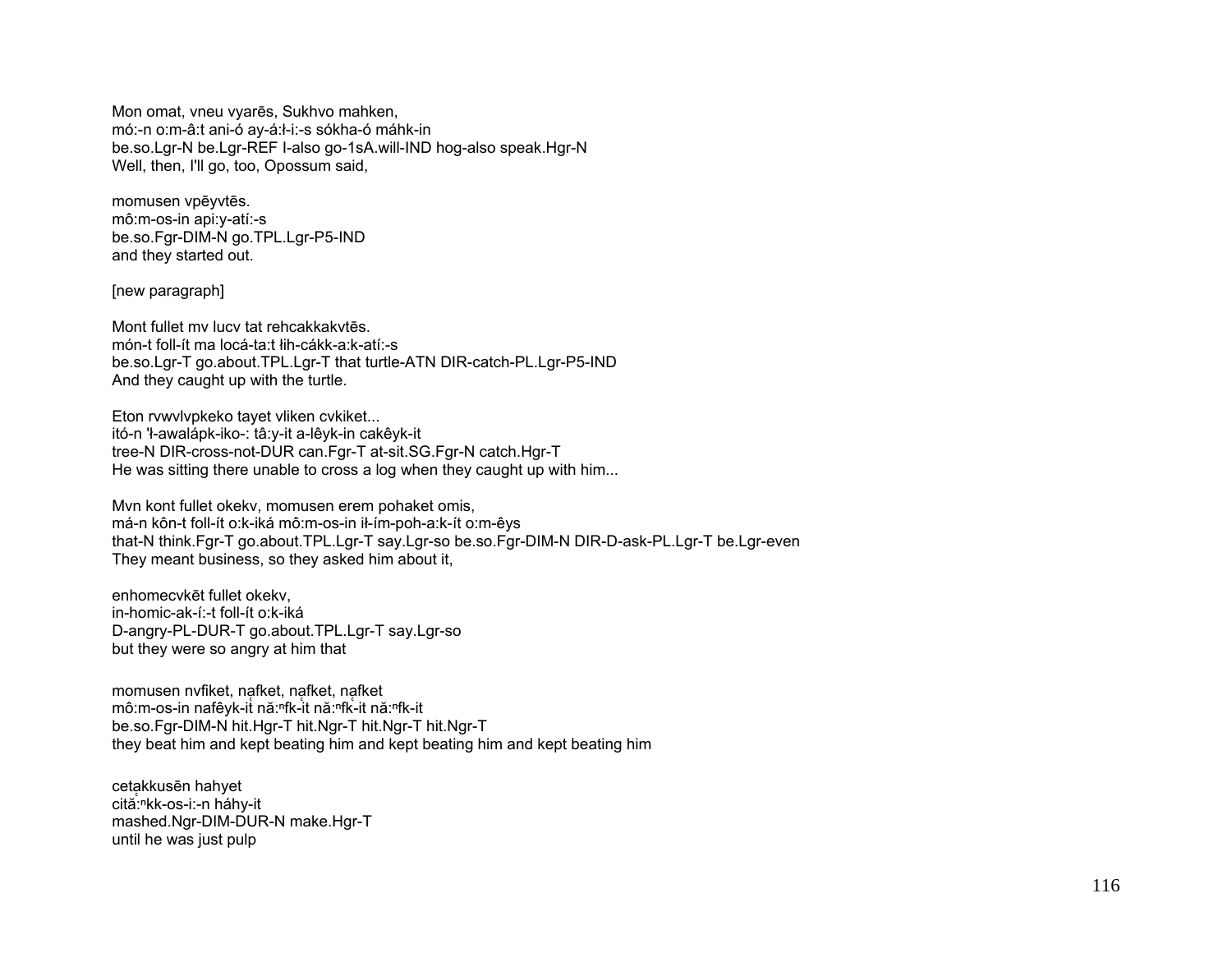Mon omat, vneu vyarēs, Sukhvo mahken,
mó:-n o:m-â:t ani-ó ay-á:ł-i:-s sókha-ó máhk-in
be.so.Lgr-N be.Lgr-REF I-also go-1sA.will-IND hog-also speak.Hgr-N
Well, then, I'll go, too, Opossum said,

momusen vpēyvtēs.
mô:m-os-in api:y-atí:-s
be.so.Fgr-DIM-N go.TPL.Lgr-P5-IND
and they started out.

[new paragraph]

Mont fullet mv lucv tat rehcakkakvtēs.
món-t foll-ít ma locá-ta:t łih-cákk-a:k-atí:-s
be.so.Lgr-T go.about.TPL.Lgr-T that turtle-ATN DIR-catch-PL.Lgr-P5-IND
And they caught up with the turtle.

Eton rvwvlvpkeko tayet vliken cvkiket...
itó-n 'ł-awalápk-iko-: tâ:y-it a-lêyk-in cakêyk-it
tree-N DIR-cross-not-DUR can.Fgr-T at-sit.SG.Fgr-N catch.Hgr-T
He was sitting there unable to cross a log when they caught up with him...

Mvn kont fullet okekv, momusen erem pohaket omis,
má-n kôn-t foll-ít o:k-iká mô:m-os-in ił-ím-poh-a:k-ít o:m-êys
that-N think.Fgr-T go.about.TPL.Lgr-T say.Lgr-so be.so.Fgr-DIM-N DIR-D-ask-PL.Lgr-T be.Lgr-even
They meant business, so they asked him about it,

enhomecvkēt fullet okekv,
in-homic-ak-í:-t foll-ít o:k-iká
D-angry-PL-DUR-T go.about.TPL.Lgr-T say.Lgr-so
but they were so angry at him that

momusen nvfiket, nạfket, nạfket, nạfket
mô:m-os-in nafêyk-it̨ nă:ⁿfk-it̨ nă:ⁿfk-it̨ nă:ⁿfk-it
be.so.Fgr-DIM-N hit.Hgr-T hit.Ngr-T hit.Ngr-T hit.Ngr-T
they beat him and kept beating him and kept beating him and kept beating him

cetạkkusēn hahyet
cită:ⁿkk-os-i:-n háhy-it
mashed.Ngr-DIM-DUR-N make.Hgr-T
until he was just pulp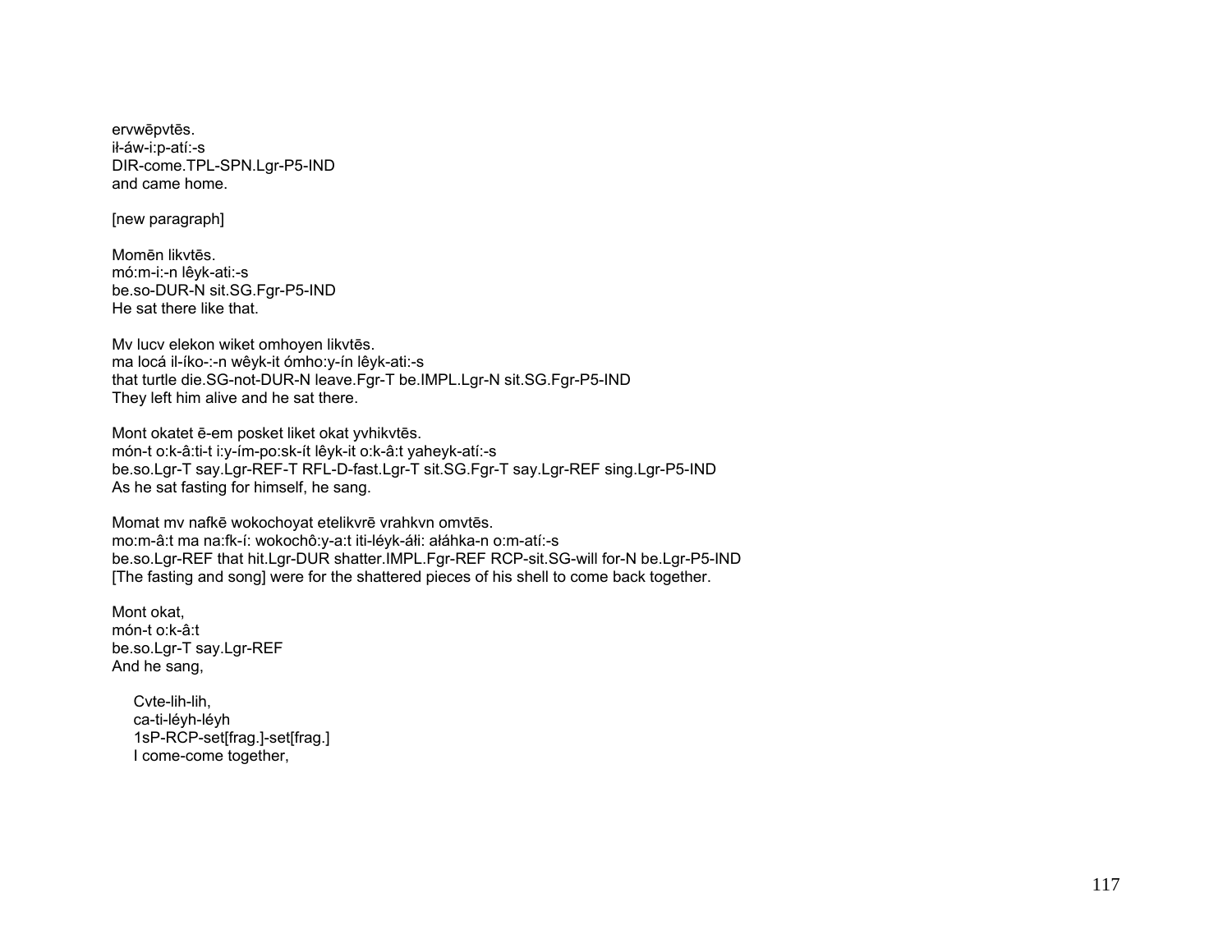ervwēpvtēs.
ił-áw-i:p-atí:-s
DIR-come.TPL-SPN.Lgr-P5-IND
and came home.

[new paragraph]

Momēn likvtēs.
mó:m-i:-n lêyk-ati:-s
be.so-DUR-N sit.SG.Fgr-P5-IND
He sat there like that.

Mv lucv elekon wiket omhoyen likvtēs.
ma locá il-íko-:-n wêyk-it ómho:y-ín lêyk-ati:-s
that turtle die.SG-not-DUR-N leave.Fgr-T be.IMPL.Lgr-N sit.SG.Fgr-P5-IND
They left him alive and he sat there.

Mont okatet ē-em posket liket okat yvhikvtēs.
món-t o:k-â:ti-t i:y-ím-po:sk-ít lêyk-it o:k-â:t yaheyk-atí:-s
be.so.Lgr-T say.Lgr-REF-T RFL-D-fast.Lgr-T sit.SG.Fgr-T say.Lgr-REF sing.Lgr-P5-IND
As he sat fasting for himself, he sang.

Momat mv nafkē wokochoyat etelikvrē vrahkvn omvtēs.
mo:m-â:t ma na:fk-í: wokochô:y-a:t iti-léyk-áłi: ałáhka-n o:m-atí:-s
be.so.Lgr-REF that hit.Lgr-DUR shatter.IMPL.Fgr-REF RCP-sit.SG-will for-N be.Lgr-P5-IND
[The fasting and song] were for the shattered pieces of his shell to come back together.

Mont okat,
món-t o:k-â:t
be.so.Lgr-T say.Lgr-REF
And he sang,

> Cvte-lih-lih,
> ca-ti-léyh-léyh
> 1sP-RCP-set[frag.]-set[frag.]
> I come-come together,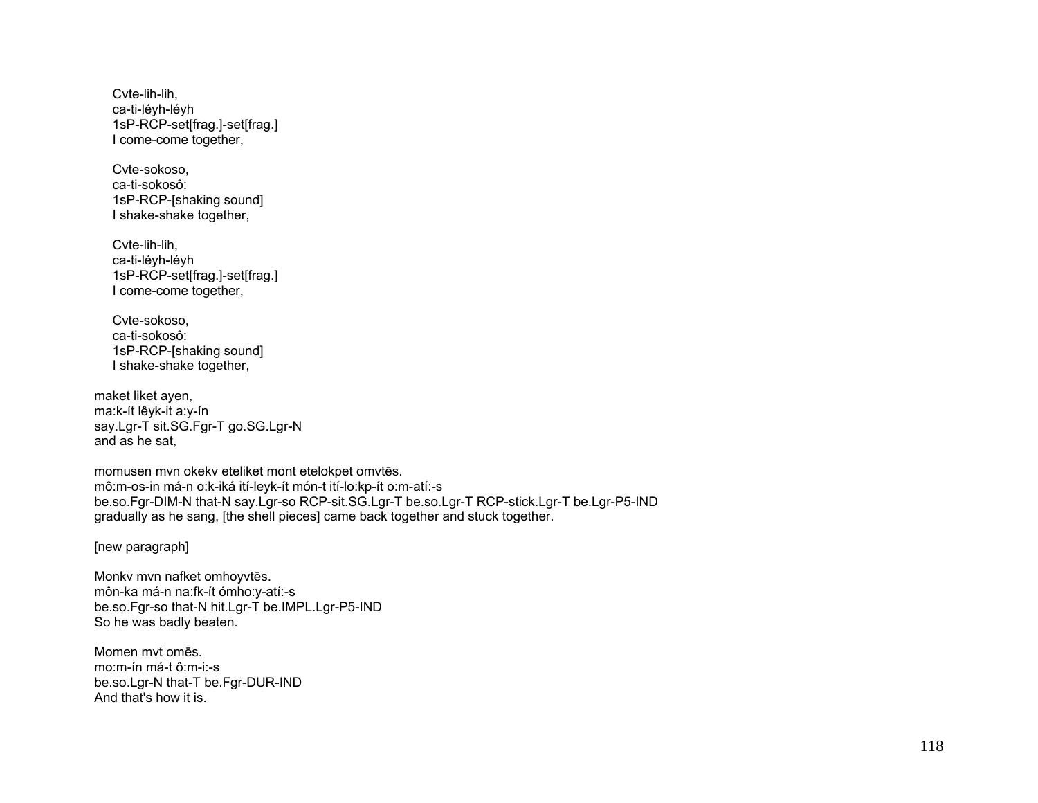Cvte-lih-lih,
ca-ti-léyh-léyh
1sP-RCP-set[frag.]-set[frag.]
I come-come together,

Cvte-sokoso,
ca-ti-sokosô:
1sP-RCP-[shaking sound]
I shake-shake together,

Cvte-lih-lih,
ca-ti-léyh-léyh
1sP-RCP-set[frag.]-set[frag.]
I come-come together,

Cvte-sokoso,
ca-ti-sokosô:
1sP-RCP-[shaking sound]
I shake-shake together,

maket liket ayen,
ma:k-ít lêyk-it a:y-ín
say.Lgr-T sit.SG.Fgr-T go.SG.Lgr-N
and as he sat,

momusen mvn okekv eteliket mont etelokpet omvtēs.
mô:m-os-in má-n o:k-iká ití-leyk-ít món-t ití-lo:kp-ít o:m-atí:-s
be.so.Fgr-DIM-N that-N say.Lgr-so RCP-sit.SG.Lgr-T be.so.Lgr-T RCP-stick.Lgr-T be.Lgr-P5-IND
gradually as he sang, [the shell pieces] came back together and stuck together.

[new paragraph]

Monkv mvn nafket omhoyvtēs.
môn-ka má-n na:fk-ít ómho:y-atí:-s
be.so.Fgr-so that-N hit.Lgr-T be.IMPL.Lgr-P5-IND
So he was badly beaten.

Momen mvt omēs.
mo:m-ín má-t ô:m-i:-s
be.so.Lgr-N that-T be.Fgr-DUR-IND
And that's how it is.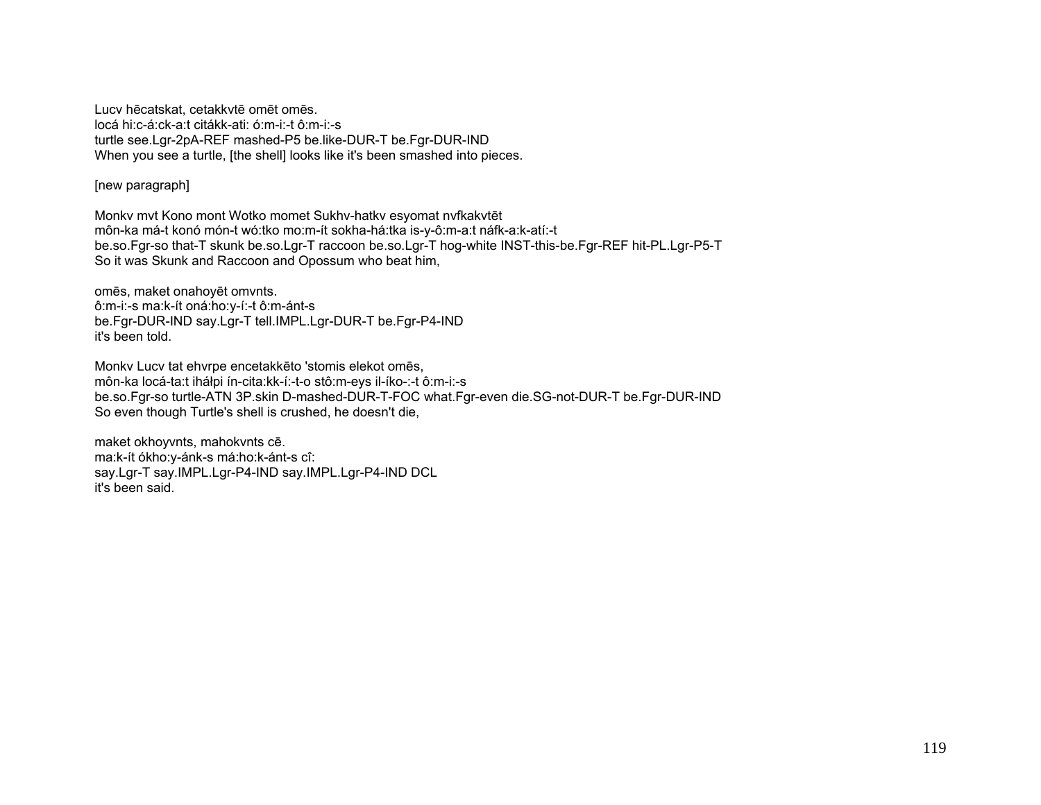Lucv hēcatskat, cetakkvtē omēt omēs.
locá hi:c-á:ck-a:t citákk-ati: ó:m-i:-t ô:m-i:-s
turtle see.Lgr-2pA-REF mashed-P5 be.like-DUR-T be.Fgr-DUR-IND
When you see a turtle, [the shell] looks like it's been smashed into pieces.

[new paragraph]

Monkv mvt Kono mont Wotko momet Sukhv-hatkv esyomat nvfkakvtēt
môn-ka má-t konó món-t wó:tko mo:m-ít sokha-há:tka is-y-ô:m-a:t náfk-a:k-atí:-t
be.so.Fgr-so that-T skunk be.so.Lgr-T raccoon be.so.Lgr-T hog-white INST-this-be.Fgr-REF hit-PL.Lgr-P5-T
So it was Skunk and Raccoon and Opossum who beat him,

omēs, maket onahoyēt omvnts.
ô:m-i:-s ma:k-ít oná:ho:y-í:-t ô:m-ánt-s
be.Fgr-DUR-IND say.Lgr-T tell.IMPL.Lgr-DUR-T be.Fgr-P4-IND
it's been told.

Monkv Lucv tat ehvrpe encetakkēto 'stomis elekot omēs,
môn-ka locá-ta:t ihá̜łpi ín-cita:kk-í:-t-o stô:m-eys il-íko-:-t ô:m-i:-s
be.so.Fgr-so turtle-ATN 3P.skin D-mashed-DUR-T-FOC what.Fgr-even die.SG-not-DUR-T be.Fgr-DUR-IND
So even though Turtle's shell is crushed, he doesn't die,

maket okhoyvnts, mahokvnts cē.
ma:k-ít ókho:y-ánk-s má:ho:k-ánt-s cî:
say.Lgr-T say.IMPL.Lgr-P4-IND say.IMPL.Lgr-P4-IND DCL
it's been said.